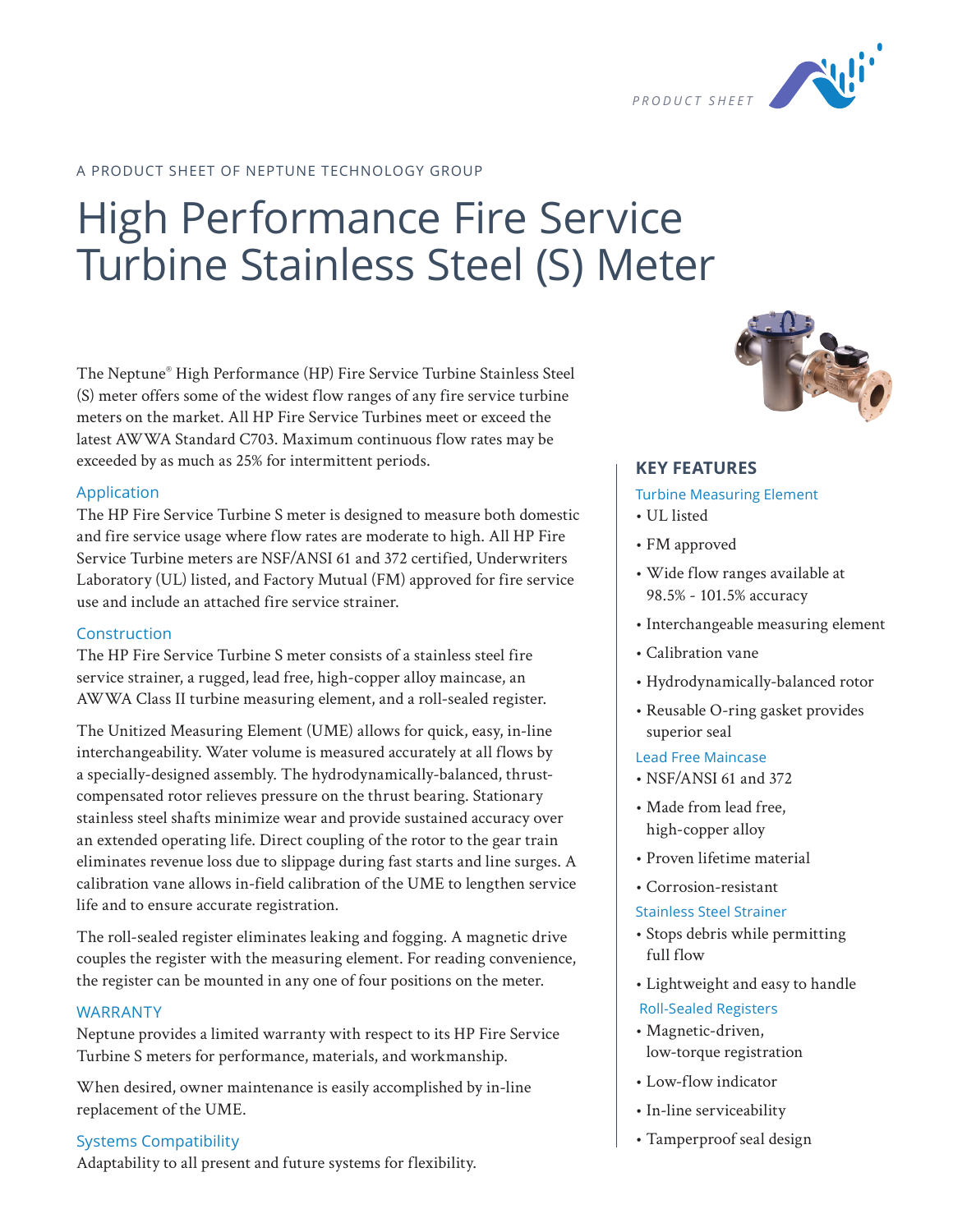PRODUCT SHEET

A PRODUCT SHEET OF NEPTUNE TECHNOLOGY GROUP

# High Performance Fire Service Turbine Stainless Steel (S) Meter

The Neptune® High Performance (HP) Fire Service Turbine Stainless Steel (S) meter offers some of the widest flow ranges of any fire service turbine meters on the market. All HP Fire Service Turbines meet or exceed the latest AWWA Standard C703. Maximum continuous flow rates may be exceeded by as much as 25% for intermittent periods.

### Application

The HP Fire Service Turbine S meter is designed to measure both domestic and fire service usage where flow rates are moderate to high. All HP Fire Service Turbine meters are NSF/ANSI 61 and 372 certified, Underwriters Laboratory (UL) listed, and Factory Mutual (FM) approved for fire service use and include an attached fire service strainer.

### Construction

The HP Fire Service Turbine S meter consists of a stainless steel fire service strainer, a rugged, lead free, high-copper alloy maincase, an AWWA Class II turbine measuring element, and a roll-sealed register.

The Unitized Measuring Element (UME) allows for quick, easy, in-line interchangeability. Water volume is measured accurately at all flows by a specially-designed assembly. The hydrodynamically-balanced, thrust-compensated rotor relieves pressure on the thrust bearing. Stationary stainless steel shafts minimize wear and provide sustained accuracy over an extended operating life. Direct coupling of the rotor to the gear train eliminates revenue loss due to slippage during fast starts and line surges. A calibration vane allows in-field calibration of the UME to lengthen service life and to ensure accurate registration.

The roll-sealed register eliminates leaking and fogging. A magnetic drive couples the register with the measuring element. For reading convenience, the register can be mounted in any one of four positions on the meter.

### WARRANTY

Neptune provides a limited warranty with respect to its HP Fire Service Turbine S meters for performance, materials, and workmanship.

When desired, owner maintenance is easily accomplished by in-line replacement of the UME.

### Systems Compatibility

Adaptability to all present and future systems for flexibility.

## KEY FEATURES

### Turbine Measuring Element

- UL listed
- FM approved
- Wide flow ranges available at 98.5% - 101.5% accuracy
- Interchangeable measuring element
- Calibration vane
- Hydrodynamically-balanced rotor
- Reusable O-ring gasket provides superior seal

### Lead Free Maincase

- NSF/ANSI 61 and 372
- Made from lead free, high-copper alloy
- Proven lifetime material
- Corrosion-resistant

### Stainless Steel Strainer

- Stops debris while permitting full flow
- Lightweight and easy to handle

### Roll-Sealed Registers

- Magnetic-driven, low-torque registration
- Low-flow indicator
- In-line serviceability
- Tamperproof seal design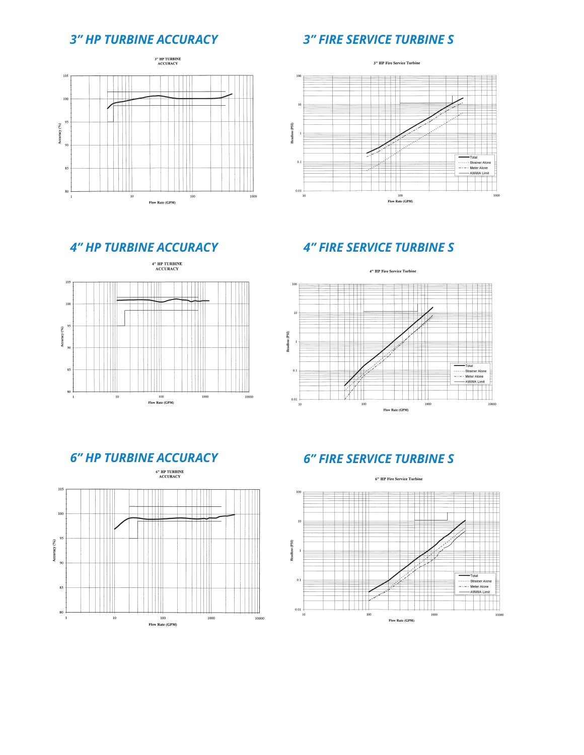## 3" HP TURBINE ACCURACY

3" HP TURBINE ACCURACY

Accuracy (%)

Flow Rate (GPM)

## 3" FIRE SERVICE TURBINE S

3" HP Fire Service Turbine

Headloss (PSI)

Flow Rate (GPM)

Total
Strainer Alone
Meter Alone
AWWA Limit

## 4" HP TURBINE ACCURACY

4" HP TURBINE ACCURACY

Accuracy (%)

Flow Rate (GPM)

## 4" FIRE SERVICE TURBINE S

4" HP Fire Service Turbine

Headloss (PSI)

Flow Rate (GPM)

Total
Strainer Alone
Meter Alone
AWWA Limit

## 6" HP TURBINE ACCURACY

6" HP TURBINE ACCURACY

Accuracy (%)

Flow Rate (GPM)

## 6" FIRE SERVICE TURBINE S

6" HP Fire Service Turbine

Headloss (PSI)

Flow Rate (GPM)

Total
Strainer Alone
Meter Alone
AWWA Limit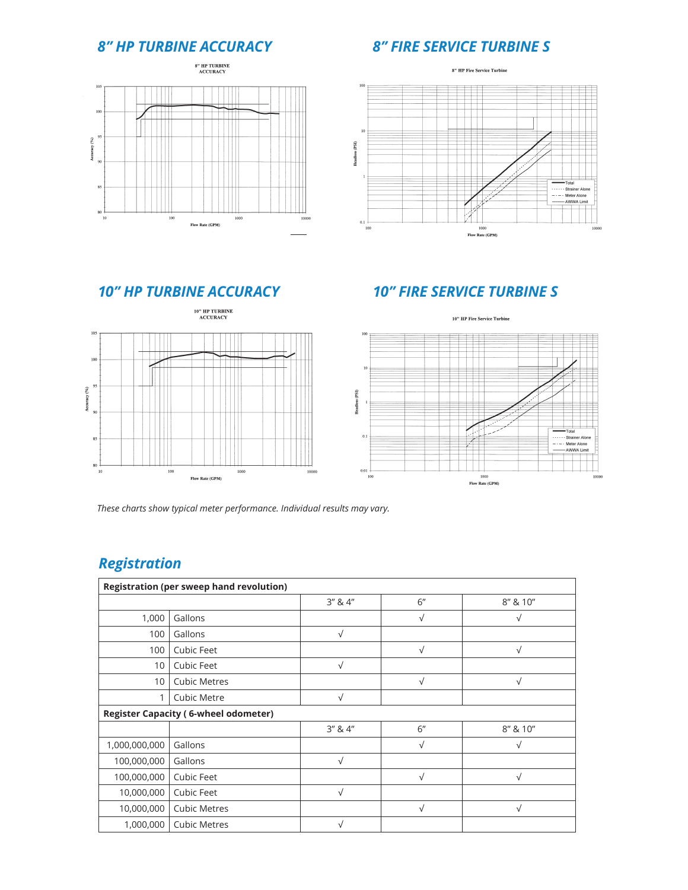## 8" HP TURBINE ACCURACY

8" HP TURBINE ACCURACY

Accuracy (%)

Flow Rate (GPM)

## 8" FIRE SERVICE TURBINE S

8" HP Fire Service Turbine

Headloss (PSI)

Flow Rate (GPM)

Total
Strainer Alone
Meter Alone
AWWA Limit

## 10" HP TURBINE ACCURACY

10" HP TURBINE ACCURACY

Accuracy (%)

Flow Rate (GPM)

## 10" FIRE SERVICE TURBINE S

10" HP Fire Service Turbine

Headloss (PSI)

Flow Rate (GPM)

Total
Strainer Alone
Meter Alone
AWWA Limit

*These charts show typical meter performance. Individual results may vary.*

## Registration

| **Registration (per sweep hand revolution)** | | | | |
|---|---|---|---|---|
| | | 3" & 4" | 6" | 8" & 10" |
| 1,000 | Gallons | | √ | √ |
| 100 | Gallons | √ | | |
| 100 | Cubic Feet | | √ | √ |
| 10 | Cubic Feet | √ | | |
| 10 | Cubic Metres | | √ | √ |
| 1 | Cubic Metre | √ | | |
| **Register Capacity ( 6-wheel odometer)** | | | | |
| | | 3" & 4" | 6" | 8" & 10" |
| 1,000,000,000 | Gallons | | √ | √ |
| 100,000,000 | Gallons | √ | | |
| 100,000,000 | Cubic Feet | | √ | √ |
| 10,000,000 | Cubic Feet | √ | | |
| 10,000,000 | Cubic Metres | | √ | √ |
| 1,000,000 | Cubic Metres | √ | | |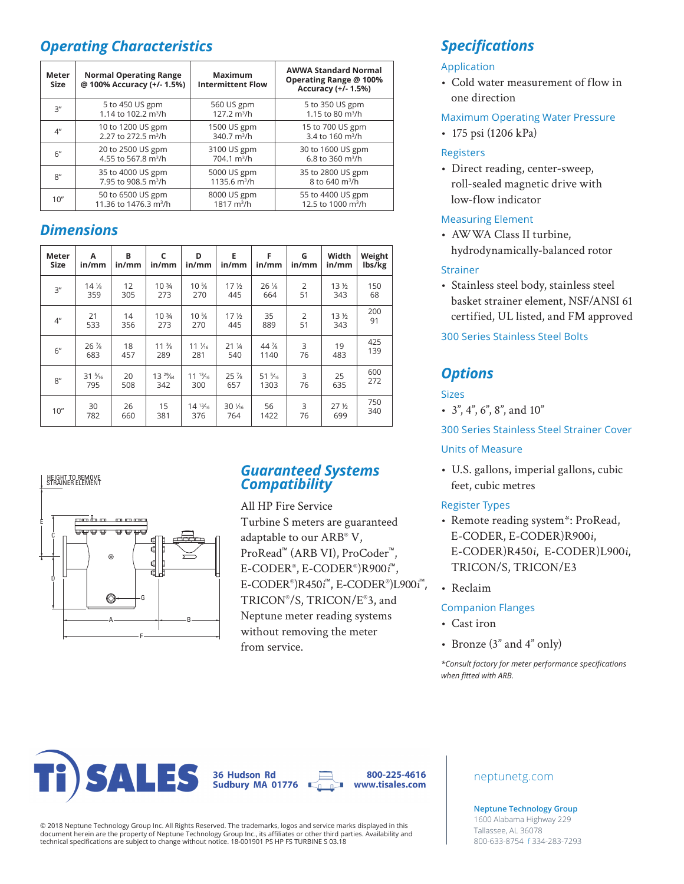## Operating Characteristics

| Meter Size | Normal Operating Range @ 100% Accuracy (+/- 1.5%) | Maximum Intermittent Flow | AWWA Standard Normal Operating Range @ 100% Accuracy (+/- 1.5%) |
|---|---|---|---|
| 3" | 5 to 450 US gpm<br>1.14 to 102.2 $m^3/h$ | 560 US gpm<br>127.2 $m^3/h$ | 5 to 350 US gpm<br>1.15 to 80 $m^3/h$ |
| 4" | 10 to 1200 US gpm<br>2.27 to 272.5 $m^3/h$ | 1500 US gpm<br>340.7 $m^3/h$ | 15 to 700 US gpm<br>3.4 to 160 $m^3/h$ |
| 6" | 20 to 2500 US gpm<br>4.55 to 567.8 $m^3/h$ | 3100 US gpm<br>704.1 $m^3/h$ | 30 to 1600 US gpm<br>6.8 to 360 $m^3/h$ |
| 8" | 35 to 4000 US gpm<br>7.95 to 908.5 $m^3/h$ | 5000 US gpm<br>1135.6 $m^3/h$ | 35 to 2800 US gpm<br>8 to 640 $m^3/h$ |
| 10" | 50 to 6500 US gpm<br>11.36 to 1476.3 $m^3/h$ | 8000 US gpm<br>1817 $m^3/h$ | 55 to 4400 US gpm<br>12.5 to 1000 $m^3/h$ |

## Dimensions

| Meter Size | A in/mm | B in/mm | C in/mm | D in/mm | E in/mm | F in/mm | G in/mm | Width in/mm | Weight lbs/kg |
|---|---|---|---|---|---|---|---|---|---|
| 3" | 14 ⅛<br>359 | 12<br>305 | 10 ¾<br>273 | 10 ⅝<br>270 | 17 ½<br>445 | 26 ⅛<br>664 | 2<br>51 | 13 ½<br>343 | 150<br>68 |
| 4" | 21<br>533 | 14<br>356 | 10 ¾<br>273 | 10 ⅝<br>270 | 17 ½<br>445 | 35<br>889 | 2<br>51 | 13 ½<br>343 | 200<br>91 |
| 6" | 26 ⅞<br>683 | 18<br>457 | 11 ⅜<br>289 | 11 ¹⁄₁₆<br>281 | 21 ¼<br>540 | 44 ⅞<br>1140 | 3<br>76 | 19<br>483 | 425<br>139 |
| 8" | 31 ⁵⁄₁₆<br>795 | 20<br>508 | 13 ²⁹⁄₆₄<br>342 | 11 ¹³⁄₁₆<br>300 | 25 ⅞<br>657 | 51 ⁵⁄₁₆<br>1303 | 3<br>76 | 25<br>635 | 600<br>272 |
| 10" | 30<br>782 | 26<br>660 | 15<br>381 | 14 ¹³⁄₁₆<br>376 | 30 ¹⁄₁₆<br>764 | 56<br>1422 | 3<br>76 | 27 ½<br>699 | 750<br>340 |

HEIGHT TO REMOVE STRAINER ELEMENT

E
C
D
A
B
F
G

## Guaranteed Systems Compatibility

All HP Fire Service Turbine S meters are guaranteed adaptable to our ARB® V, ProRead™ (ARB VI), ProCoder™, E-CODER®, E-CODER®)R900*i*™, E-CODER®)R450*i*™, E-CODER®)L900*i*™, TRICON®/S, TRICON/E®3, and Neptune meter reading systems without removing the meter from service.

## Specifications

### Application

- Cold water measurement of flow in one direction

### Maximum Operating Water Pressure

- 175 psi (1206 kPa)

### Registers

- Direct reading, center-sweep, roll-sealed magnetic drive with low-flow indicator

### Measuring Element

- AWWA Class II turbine, hydrodynamically-balanced rotor

### Strainer

- Stainless steel body, stainless steel basket strainer element, NSF/ANSI 61 certified, UL listed, and FM approved

### 300 Series Stainless Steel Bolts

## Options

### Sizes

- 3", 4", 6", 8", and 10"

### 300 Series Stainless Steel Strainer Cover

### Units of Measure

- U.S. gallons, imperial gallons, cubic feet, cubic metres

### Register Types

- Remote reading system*: ProRead, E-CODER, E-CODER)R900*i*, E-CODER)R450*i*, E-CODER)L900*i*, TRICON/S, TRICON/E3
- Reclaim

### Companion Flanges

- Cast iron
- Bronze (3" and 4" only)

*\*Consult factory for meter performance specifications when fitted with ARB.*

Ti) SALES
36 Hudson Rd
Sudbury MA 01776
800-225-4616
www.tisales.com

© 2018 Neptune Technology Group Inc. All Rights Reserved. The trademarks, logos and service marks displayed in this document herein are the property of Neptune Technology Group Inc., its affiliates or other third parties. Availability and technical specifications are subject to change without notice. 18-001901 PS HP FS TURBINE S 03.18

neptunetg.com

**Neptune Technology Group**
1600 Alabama Highway 229
Tallassee, AL 36078
800-633-8754 f 334-283-7293